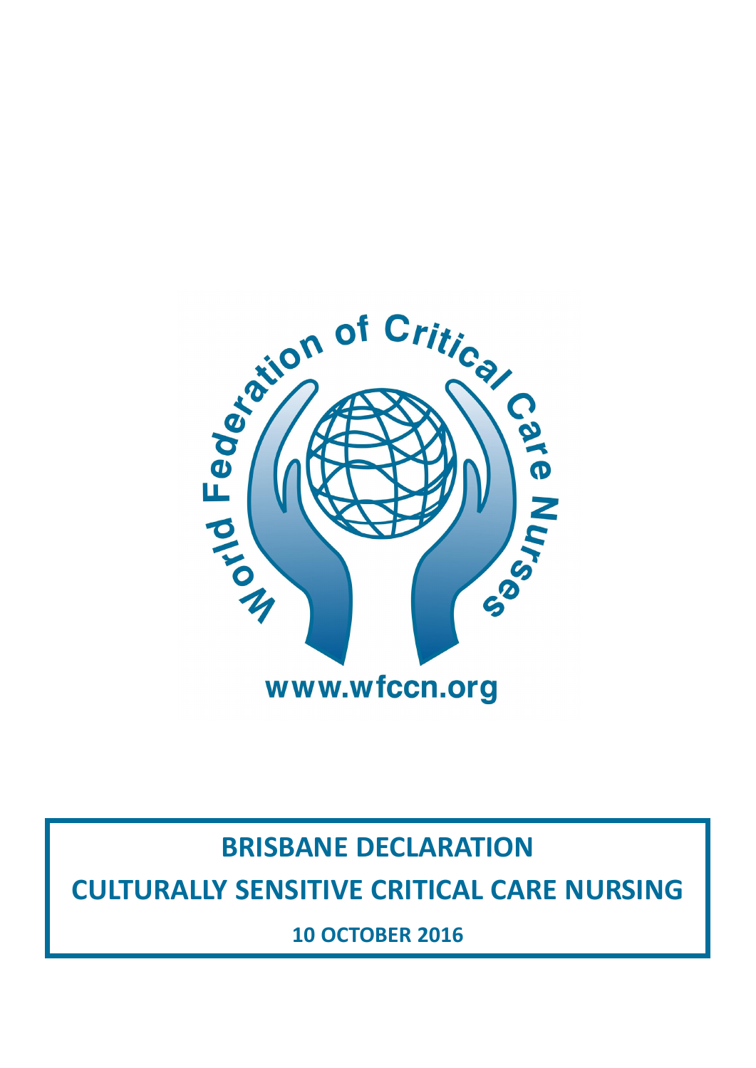World Federation of Critical Care Nurses

www.wfccn.org

# BRISBANE DECLARATION

# CULTURALLY SENSITIVE CRITICAL CARE NURSING

**10 OCTOBER 2016**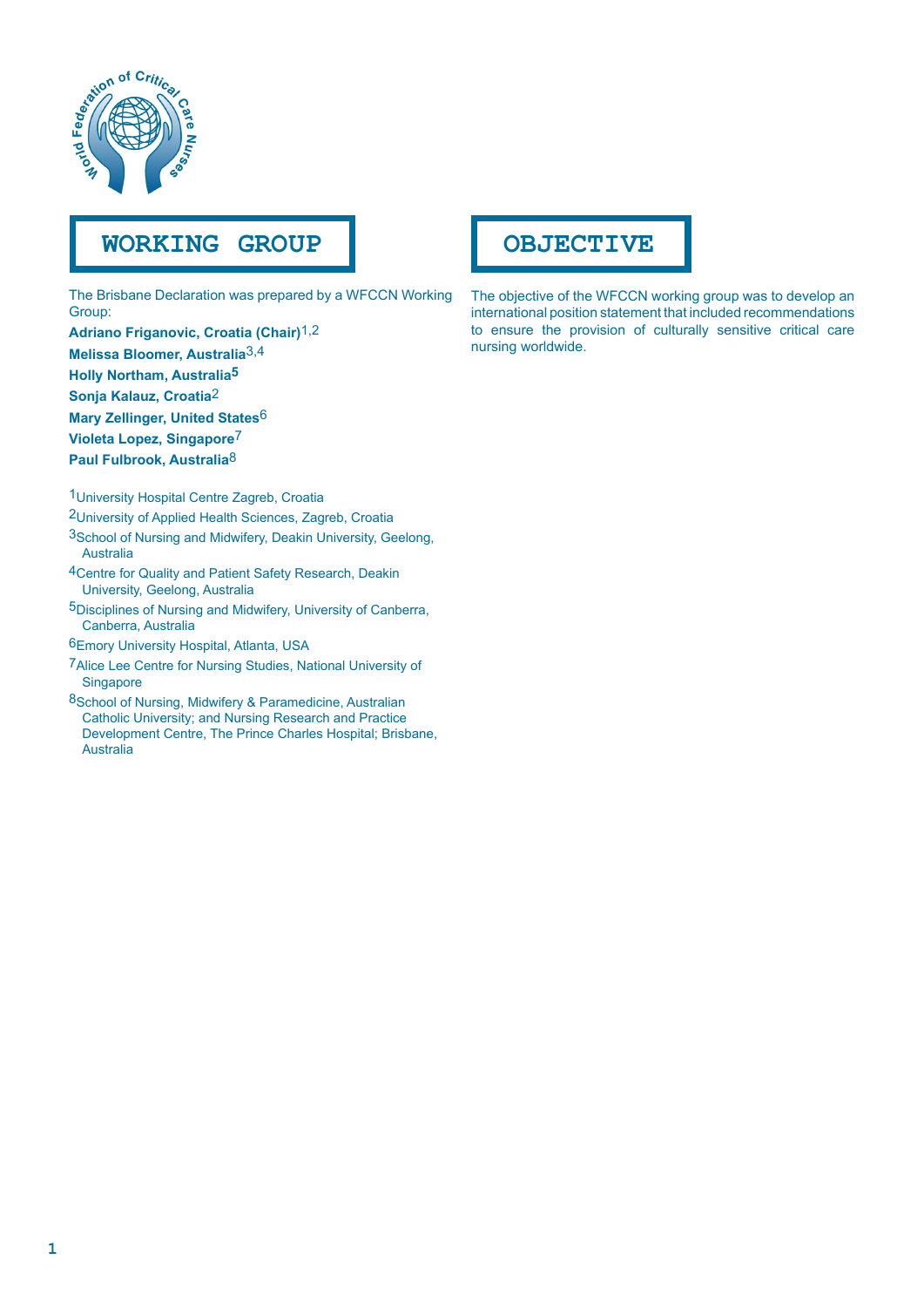## WORKING GROUP

The Brisbane Declaration was prepared by a WFCCN Working Group:

**Adriano Friganovic, Croatia (Chair)**[1,2]

**Melissa Bloomer, Australia**[3,4]

**Holly Northam, Australia**[5]

**Sonja Kalauz, Croatia**[2]

**Mary Zellinger, United States**[6]

**Violeta Lopez, Singapore**[7]

**Paul Fulbrook, Australia**[8]

[1]University Hospital Centre Zagreb, Croatia

[2]University of Applied Health Sciences, Zagreb, Croatia

[3]School of Nursing and Midwifery, Deakin University, Geelong, Australia

[4]Centre for Quality and Patient Safety Research, Deakin University, Geelong, Australia

[5]Disciplines of Nursing and Midwifery, University of Canberra, Canberra, Australia

[6]Emory University Hospital, Atlanta, USA

[7]Alice Lee Centre for Nursing Studies, National University of Singapore

[8]School of Nursing, Midwifery & Paramedicine, Australian Catholic University; and Nursing Research and Practice Development Centre, The Prince Charles Hospital; Brisbane, Australia

## OBJECTIVE

The objective of the WFCCN working group was to develop an international position statement that included recommendations to ensure the provision of culturally sensitive critical care nursing worldwide.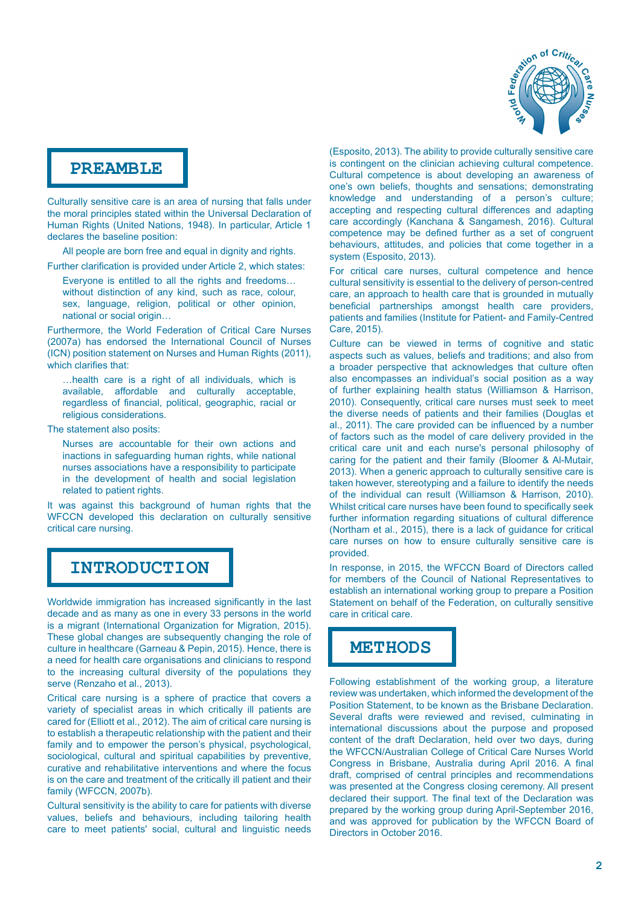## PREAMBLE

Culturally sensitive care is an area of nursing that falls under the moral principles stated within the Universal Declaration of Human Rights (United Nations, 1948). In particular, Article 1 declares the baseline position:

> All people are born free and equal in dignity and rights.

Further clarification is provided under Article 2, which states:

> Everyone is entitled to all the rights and freedoms… without distinction of any kind, such as race, colour, sex, language, religion, political or other opinion, national or social origin…

Furthermore, the World Federation of Critical Care Nurses (2007a) has endorsed the International Council of Nurses (ICN) position statement on Nurses and Human Rights (2011), which clarifies that:

> …health care is a right of all individuals, which is available, affordable and culturally acceptable, regardless of financial, political, geographic, racial or religious considerations.

The statement also posits:

> Nurses are accountable for their own actions and inactions in safeguarding human rights, while national nurses associations have a responsibility to participate in the development of health and social legislation related to patient rights.

It was against this background of human rights that the WFCCN developed this declaration on culturally sensitive critical care nursing.

## INTRODUCTION

Worldwide immigration has increased significantly in the last decade and as many as one in every 33 persons in the world is a migrant (International Organization for Migration, 2015). These global changes are subsequently changing the role of culture in healthcare (Garneau & Pepin, 2015). Hence, there is a need for health care organisations and clinicians to respond to the increasing cultural diversity of the populations they serve (Renzaho et al., 2013).

Critical care nursing is a sphere of practice that covers a variety of specialist areas in which critically ill patients are cared for (Elliott et al., 2012). The aim of critical care nursing is to establish a therapeutic relationship with the patient and their family and to empower the person's physical, psychological, sociological, cultural and spiritual capabilities by preventive, curative and rehabilitative interventions and where the focus is on the care and treatment of the critically ill patient and their family (WFCCN, 2007b).

Cultural sensitivity is the ability to care for patients with diverse values, beliefs and behaviours, including tailoring health care to meet patients' social, cultural and linguistic needs (Esposito, 2013). The ability to provide culturally sensitive care is contingent on the clinician achieving cultural competence. Cultural competence is about developing an awareness of one's own beliefs, thoughts and sensations; demonstrating knowledge and understanding of a person's culture; accepting and respecting cultural differences and adapting care accordingly (Kanchana & Sangamesh, 2016). Cultural competence may be defined further as a set of congruent behaviours, attitudes, and policies that come together in a system (Esposito, 2013).

For critical care nurses, cultural competence and hence cultural sensitivity is essential to the delivery of person-centred care, an approach to health care that is grounded in mutually beneficial partnerships amongst health care providers, patients and families (Institute for Patient- and Family-Centred Care, 2015).

Culture can be viewed in terms of cognitive and static aspects such as values, beliefs and traditions; and also from a broader perspective that acknowledges that culture often also encompasses an individual's social position as a way of further explaining health status (Williamson & Harrison, 2010). Consequently, critical care nurses must seek to meet the diverse needs of patients and their families (Douglas et al., 2011). The care provided can be influenced by a number of factors such as the model of care delivery provided in the critical care unit and each nurse's personal philosophy of caring for the patient and their family (Bloomer & Al-Mutair, 2013). When a generic approach to culturally sensitive care is taken however, stereotyping and a failure to identify the needs of the individual can result (Williamson & Harrison, 2010). Whilst critical care nurses have been found to specifically seek further information regarding situations of cultural difference (Northam et al., 2015), there is a lack of guidance for critical care nurses on how to ensure culturally sensitive care is provided.

In response, in 2015, the WFCCN Board of Directors called for members of the Council of National Representatives to establish an international working group to prepare a Position Statement on behalf of the Federation, on culturally sensitive care in critical care.

## METHODS

Following establishment of the working group, a literature review was undertaken, which informed the development of the Position Statement, to be known as the Brisbane Declaration. Several drafts were reviewed and revised, culminating in international discussions about the purpose and proposed content of the draft Declaration, held over two days, during the WFCCN/Australian College of Critical Care Nurses World Congress in Brisbane, Australia during April 2016. A final draft, comprised of central principles and recommendations was presented at the Congress closing ceremony. All present declared their support. The final text of the Declaration was prepared by the working group during April-September 2016, and was approved for publication by the WFCCN Board of Directors in October 2016.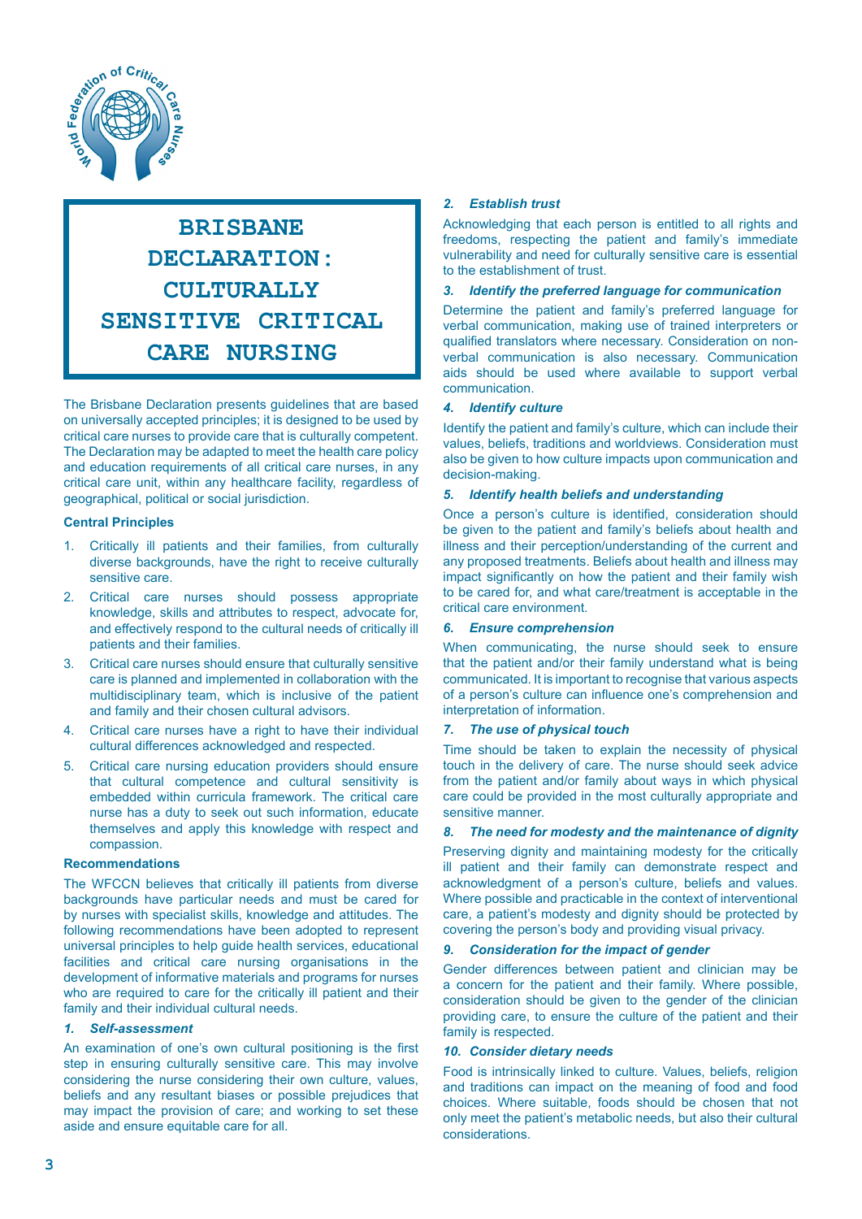# BRISBANE DECLARATION: CULTURALLY SENSITIVE CRITICAL CARE NURSING

The Brisbane Declaration presents guidelines that are based on universally accepted principles; it is designed to be used by critical care nurses to provide care that is culturally competent. The Declaration may be adapted to meet the health care policy and education requirements of all critical care nurses, in any critical care unit, within any healthcare facility, regardless of geographical, political or social jurisdiction.

### Central Principles

1. Critically ill patients and their families, from culturally diverse backgrounds, have the right to receive culturally sensitive care.
2. Critical care nurses should possess appropriate knowledge, skills and attributes to respect, advocate for, and effectively respond to the cultural needs of critically ill patients and their families.
3. Critical care nurses should ensure that culturally sensitive care is planned and implemented in collaboration with the multidisciplinary team, which is inclusive of the patient and family and their chosen cultural advisors.
4. Critical care nurses have a right to have their individual cultural differences acknowledged and respected.
5. Critical care nursing education providers should ensure that cultural competence and cultural sensitivity is embedded within curricula framework. The critical care nurse has a duty to seek out such information, educate themselves and apply this knowledge with respect and compassion.

### Recommendations

The WFCCN believes that critically ill patients from diverse backgrounds have particular needs and must be cared for by nurses with specialist skills, knowledge and attitudes. The following recommendations have been adopted to represent universal principles to help guide health services, educational facilities and critical care nursing organisations in the development of informative materials and programs for nurses who are required to care for the critically ill patient and their family and their individual cultural needs.

#### *1. Self-assessment*

An examination of one's own cultural positioning is the first step in ensuring culturally sensitive care. This may involve considering the nurse considering their own culture, values, beliefs and any resultant biases or possible prejudices that may impact the provision of care; and working to set these aside and ensure equitable care for all.

#### *2. Establish trust*

Acknowledging that each person is entitled to all rights and freedoms, respecting the patient and family's immediate vulnerability and need for culturally sensitive care is essential to the establishment of trust.

#### *3. Identify the preferred language for communication*

Determine the patient and family's preferred language for verbal communication, making use of trained interpreters or qualified translators where necessary. Consideration on non-verbal communication is also necessary. Communication aids should be used where available to support verbal communication.

#### *4. Identify culture*

Identify the patient and family's culture, which can include their values, beliefs, traditions and worldviews. Consideration must also be given to how culture impacts upon communication and decision-making.

#### *5. Identify health beliefs and understanding*

Once a person's culture is identified, consideration should be given to the patient and family's beliefs about health and illness and their perception/understanding of the current and any proposed treatments. Beliefs about health and illness may impact significantly on how the patient and their family wish to be cared for, and what care/treatment is acceptable in the critical care environment.

#### *6. Ensure comprehension*

When communicating, the nurse should seek to ensure that the patient and/or their family understand what is being communicated. It is important to recognise that various aspects of a person's culture can influence one's comprehension and interpretation of information.

#### *7. The use of physical touch*

Time should be taken to explain the necessity of physical touch in the delivery of care. The nurse should seek advice from the patient and/or family about ways in which physical care could be provided in the most culturally appropriate and sensitive manner.

#### *8. The need for modesty and the maintenance of dignity*

Preserving dignity and maintaining modesty for the critically ill patient and their family can demonstrate respect and acknowledgment of a person's culture, beliefs and values. Where possible and practicable in the context of interventional care, a patient's modesty and dignity should be protected by covering the person's body and providing visual privacy.

#### *9. Consideration for the impact of gender*

Gender differences between patient and clinician may be a concern for the patient and their family. Where possible, consideration should be given to the gender of the clinician providing care, to ensure the culture of the patient and their family is respected.

#### *10. Consider dietary needs*

Food is intrinsically linked to culture. Values, beliefs, religion and traditions can impact on the meaning of food and food choices. Where suitable, foods should be chosen that not only meet the patient's metabolic needs, but also their cultural considerations.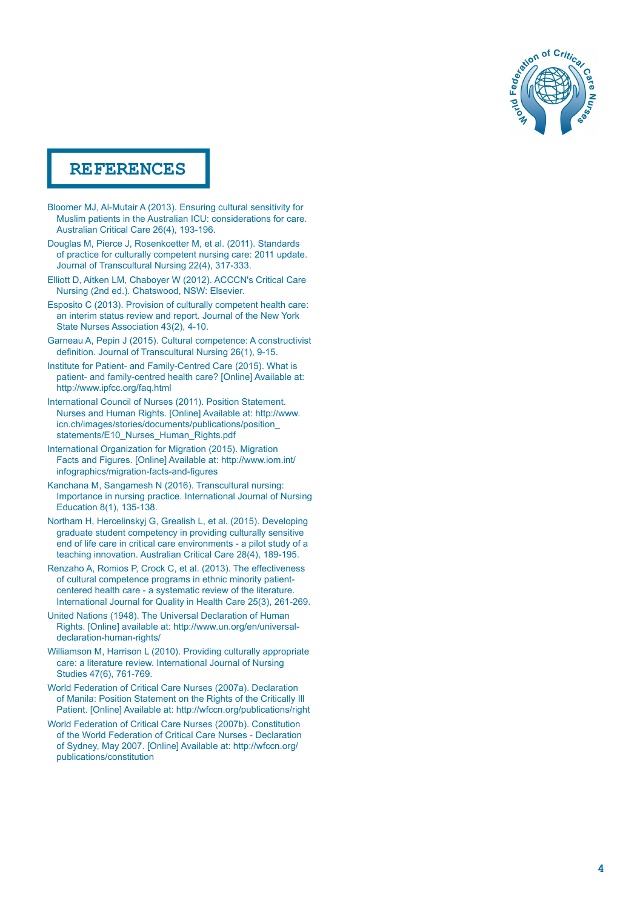# REFERENCES

Bloomer MJ, Al-Mutair A (2013). Ensuring cultural sensitivity for Muslim patients in the Australian ICU: considerations for care. Australian Critical Care 26(4), 193-196.

Douglas M, Pierce J, Rosenkoetter M, et al. (2011). Standards of practice for culturally competent nursing care: 2011 update. Journal of Transcultural Nursing 22(4), 317-333.

Elliott D, Aitken LM, Chaboyer W (2012). ACCCN's Critical Care Nursing (2nd ed.). Chatswood, NSW: Elsevier.

Esposito C (2013). Provision of culturally competent health care: an interim status review and report. Journal of the New York State Nurses Association 43(2), 4-10.

Garneau A, Pepin J (2015). Cultural competence: A constructivist definition. Journal of Transcultural Nursing 26(1), 9-15.

Institute for Patient- and Family-Centred Care (2015). What is patient- and family-centred health care? [Online] Available at: http://www.ipfcc.org/faq.html

International Council of Nurses (2011). Position Statement. Nurses and Human Rights. [Online] Available at: http://www.icn.ch/images/stories/documents/publications/position_statements/E10_Nurses_Human_Rights.pdf

International Organization for Migration (2015). Migration Facts and Figures. [Online] Available at: http://www.iom.int/infographics/migration-facts-and-figures

Kanchana M, Sangamesh N (2016). Transcultural nursing: Importance in nursing practice. International Journal of Nursing Education 8(1), 135-138.

Northam H, Hercelinskyj G, Grealish L, et al. (2015). Developing graduate student competency in providing culturally sensitive end of life care in critical care environments - a pilot study of a teaching innovation. Australian Critical Care 28(4), 189-195.

Renzaho A, Romios P, Crock C, et al. (2013). The effectiveness of cultural competence programs in ethnic minority patient-centered health care - a systematic review of the literature. International Journal for Quality in Health Care 25(3), 261-269.

United Nations (1948). The Universal Declaration of Human Rights. [Online] available at: http://www.un.org/en/universal-declaration-human-rights/

Williamson M, Harrison L (2010). Providing culturally appropriate care: a literature review. International Journal of Nursing Studies 47(6), 761-769.

World Federation of Critical Care Nurses (2007a). Declaration of Manila: Position Statement on the Rights of the Critically Ill Patient. [Online] Available at: http://wfccn.org/publications/right

World Federation of Critical Care Nurses (2007b). Constitution of the World Federation of Critical Care Nurses - Declaration of Sydney, May 2007. [Online] Available at: http://wfccn.org/publications/constitution